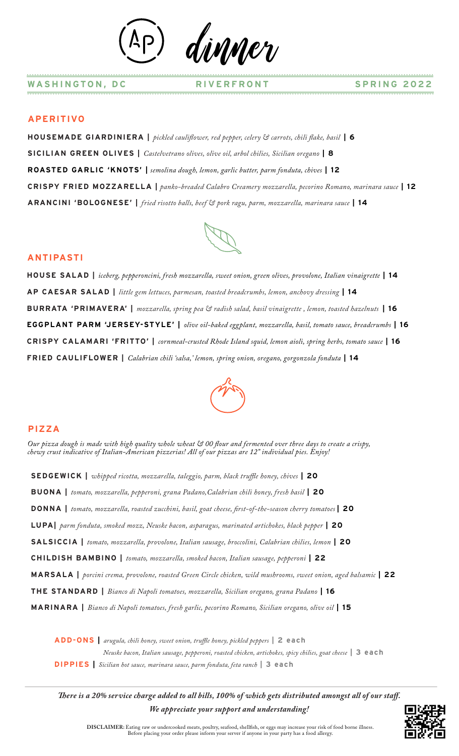# (AP) dinner

**WASHINGTON, DC** **RIVERFRONT** **SPRING 2022**

## APERITIVO

**HOUSEMADE GIARDINIERA |** *pickled cauliflower, red pepper, celery & carrots, chili flake, basil* **| 6**

**SICILIAN GREEN OLIVES |** *Castelvetrano olives, olive oil, arbol chilies, Sicilian oregano* **| 8**

**ROASTED GARLIC 'KNOTS' |** *semolina dough, lemon, garlic butter, parm fonduta, chives* **| 12**

**CRISPY FRIED MOZZARELLA |** *panko-breaded Calabro Creamery mozzarella, pecorino Romano, marinara sauce* **| 12**

**ARANCINI 'BOLOGNESE' |** *fried risotto balls, beef & pork ragu, parm, mozzarella, marinara sauce* **| 14**

## ANTIPASTI

**HOUSE SALAD |** *iceberg, pepperoncini, fresh mozzarella, sweet onion, green olives, provolone, Italian vinaigrette* **| 14**

**AP CAESAR SALAD |** *little gem lettuces, parmesan, toasted breadcrumbs, lemon, anchovy dressing* **| 14**

**BURRATA 'PRIMAVERA' |** *mozzarella, spring pea & radish salad, basil vinaigrette , lemon, toasted hazelnuts* **| 16**

**EGGPLANT PARM 'JERSEY-STYLE' |** *olive oil-baked eggplant, mozzarella, basil, tomato sauce, breadcrumbs* **| 16**

**CRISPY CALAMARI 'FRITTO' |** *cornmeal-crusted Rhode Island squid, lemon aioli, spring herbs, tomato sauce* **| 16**

**FRIED CAULIFLOWER |** *Calabrian chili 'salsa,' lemon, spring onion, oregano, gorgonzola fonduta* **| 14**

## PIZZA

*Our pizza dough is made with high quality whole wheat & 00 flour and fermented over three days to create a crispy, chewy crust indicative of Italian-American pizzerias! All of our pizzas are 12" individual pies. Enjoy!*

**SEDGEWICK |** *whipped ricotta, mozzarella, taleggio, parm, black truffle honey, chives* **| 20**

**BUONA |** *tomato, mozzarella, pepperoni, grana Padano,Calabrian chili honey, fresh basil* **| 20**

**DONNA |** *tomato, mozzarella, roasted zucchini, basil, goat cheese, first-of-the-season cherry tomatoes* **| 20**

**LUPA|** *parm fonduta, smoked mozz, Neuske bacon, asparagus, marinated artichokes, black pepper* **| 20**

**SALSICCIA |** *tomato, mozzarella, provolone, Italian sausage, broccolini, Calabrian chilies, lemon* **| 20**

**CHILDISH BAMBINO |** *tomato, mozzarella, smoked bacon, Italian sausage, pepperoni* **| 22**

**MARSALA |** *porcini crema, provolone, roasted Green Circle chicken, wild mushrooms, sweet onion, aged balsamic* **| 22**

**THE STANDARD |** *Bianco di Napoli tomatoes, mozzarella, Sicilian oregano, grana Padano* **| 16**

**MARINARA |** *Bianco di Napoli tomatoes, fresh garlic, pecorino Romano, Sicilian oregano, olive oil* **| 15**

**ADD-ONS |** *arugula, chili honey, sweet onion, truffle honey, pickled peppers* **| 2 each**
*Neuske bacon, Italian sausage, pepperoni, roasted chicken, artichokes, spicy chilies, goat cheese* **| 3 each**

**DIPPIES |** *Sicilian hot sauce, marinara sauce, parm fonduta, feta ranch* **| 3 each**

***There is a 20% service charge added to all bills, 100% of which gets distributed amongst all of our staff.***
***We appreciate your support and understanding!***

**DISCLAIMER:** Eating raw or undercooked meats, poultry, seafood, shellfish, or eggs may increase your risk of food borne illness. Before placing your order please inform your server if anyone in your party has a food allergy.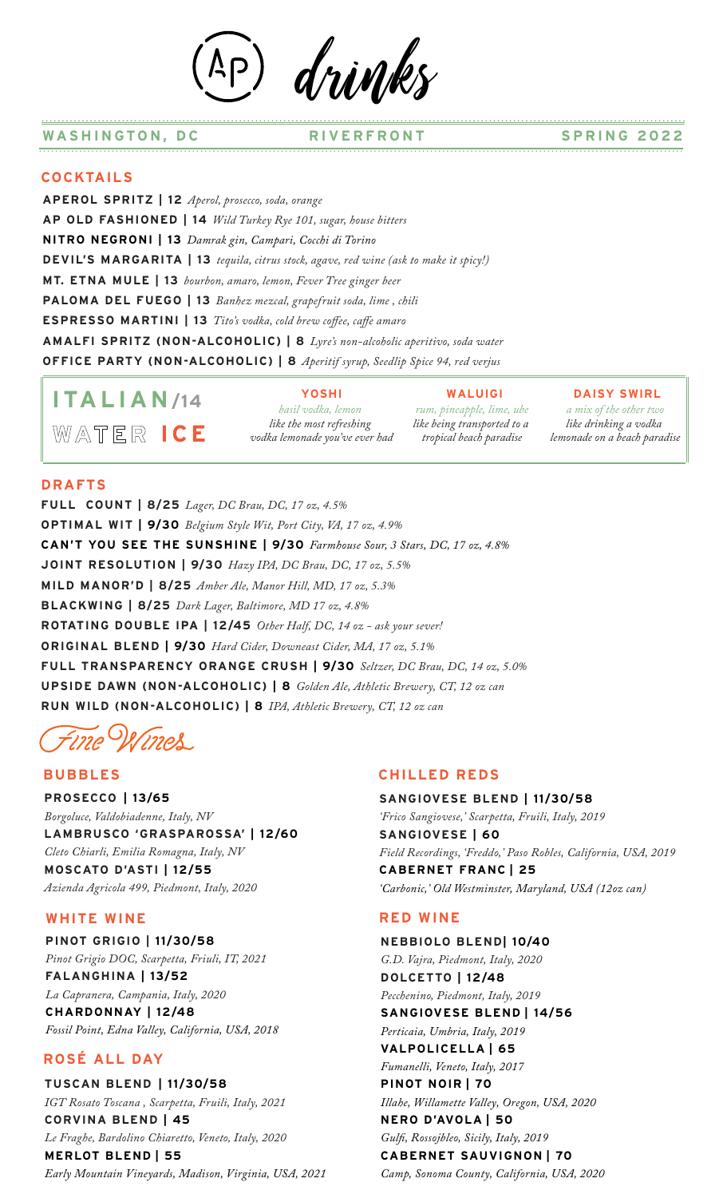# (AP) drinks

**WASHINGTON, DC** — **RIVERFRONT** — **SPRING 2022**

## COCKTAILS

**APEROL SPRITZ | 12** *Aperol, prosecco, soda, orange*
**AP OLD FASHIONED | 14** *Wild Turkey Rye 101, sugar, house bitters*
**NITRO NEGRONI | 13** *Damrak gin, Campari, Cocchi di Torino*
**DEVIL'S MARGARITA | 13** *tequila, citrus stock, agave, red wine (ask to make it spicy!)*
**MT. ETNA MULE | 13** *bourbon, amaro, lemon, Fever Tree ginger beer*
**PALOMA DEL FUEGO | 13** *Banhez mezcal, grapefruit soda, lime , chili*
**ESPRESSO MARTINI | 13** *Tito's vodka, cold brew coffee, caffe amaro*
**AMALFI SPRITZ (NON-ALCOHOLIC) | 8** *Lyre's non-alcoholic aperitivo, soda water*
**OFFICE PARTY (NON-ALCOHOLIC) | 8** *Aperitif syrup, Seedlip Spice 94, red verjus*

## ITALIAN/14 WATER ICE

**YOSHI**
*basil vodka, lemon*
*like the most refreshing vodka lemonade you've ever had*

**WALUIGI**
*rum, pineapple, lime, ube*
*like being transported to a tropical beach paradise*

**DAISY SWIRL**
*a mix of the other two*
*like drinking a vodka lemonade on a beach paradise*

## DRAFTS

**FULL COUNT | 8/25** *Lager, DC Brau, DC, 17 oz, 4.5%*
**OPTIMAL WIT | 9/30** *Belgium Style Wit, Port City, VA, 17 oz, 4.9%*
**CAN'T YOU SEE THE SUNSHINE | 9/30** *Farmhouse Sour, 3 Stars, DC, 17 oz, 4.8%*
**JOINT RESOLUTION | 9/30** *Hazy IPA, DC Brau, DC, 17 oz, 5.5%*
**MILD MANOR'D | 8/25** *Amber Ale, Manor Hill, MD, 17 oz, 5.3%*
**BLACKWING | 8/25** *Dark Lager, Baltimore, MD 17 oz, 4.8%*
**ROTATING DOUBLE IPA | 12/45** *Other Half, DC, 14 oz - ask your sever!*
**ORIGINAL BLEND | 9/30** *Hard Cider, Downeast Cider, MA, 17 oz, 5.1%*
**FULL TRANSPARENCY ORANGE CRUSH | 9/30** *Seltzer, DC Brau, DC, 14 oz, 5.0%*
**UPSIDE DAWN (NON-ALCOHOLIC) | 8** *Golden Ale, Athletic Brewery, CT, 12 oz can*
**RUN WILD (NON-ALCOHOLIC) | 8** *IPA, Athletic Brewery, CT, 12 oz can*

# Fine Wines

## BUBBLES

**PROSECCO | 13/65**
*Borgoluce, Valdobiadenne, Italy, NV*
**LAMBRUSCO 'GRASPAROSSA' | 12/60**
*Cleto Chiarli, Emilia Romagna, Italy, NV*
**MOSCATO D'ASTI | 12/55**
*Azienda Agricola 499, Piedmont, Italy, 2020*

## WHITE WINE

**PINOT GRIGIO | 11/30/58**
*Pinot Grigio DOC, Scarpetta, Friuli, IT, 2021*
**FALANGHINA | 13/52**
*La Capranera, Campania, Italy, 2020*
**CHARDONNAY | 12/48**
*Fossil Point, Edna Valley, California, USA, 2018*

## ROSÉ ALL DAY

**TUSCAN BLEND | 11/30/58**
*IGT Rosato Toscana , Scarpetta, Fruili, Italy, 2021*
**CORVINA BLEND | 45**
*Le Fraghe, Bardolino Chiaretto, Veneto, Italy, 2020*
**MERLOT BLEND | 55**
*Early Mountain Vineyards, Madison, Virginia, USA, 2021*

## CHILLED REDS

**SANGIOVESE BLEND | 11/30/58**
*'Frico Sangiovese,' Scarpetta, Fruili, Italy, 2019*
**SANGIOVESE | 60**
*Field Recordings, 'Freddo,' Paso Robles, California, USA, 2019*
**CABERNET FRANC | 25**
*'Carbonic,' Old Westminster, Maryland, USA (12oz can)*

## RED WINE

**NEBBIOLO BLEND| 10/40**
*G.D. Vajra, Piedmont, Italy, 2020*
**DOLCETTO | 12/48**
*Pecchenino, Piedmont, Italy, 2019*
**SANGIOVESE BLEND | 14/56**
*Perticaia, Umbria, Italy, 2019*
**VALPOLICELLA | 65**
*Fumanelli, Veneto, Italy, 2017*
**PINOT NOIR | 70**
*Illahe, Willamette Valley, Oregon, USA, 2020*
**NERO D'AVOLA | 50**
*Gulfi, Rossojbleo, Sicily, Italy, 2019*
**CABERNET SAUVIGNON | 70**
*Camp, Sonoma County, California, USA, 2020*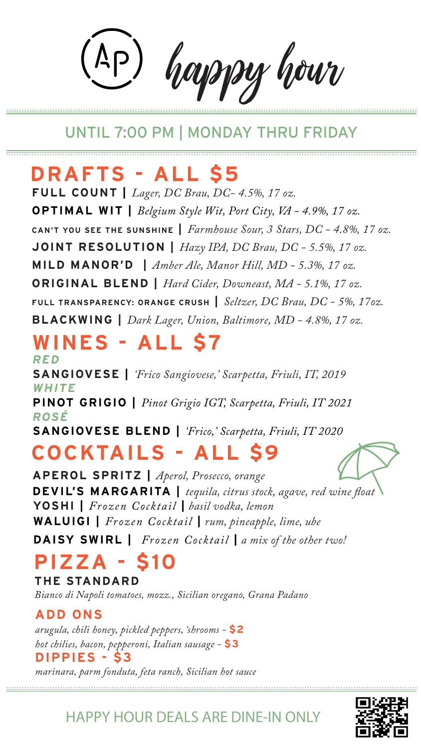# (AP) happy hour

UNTIL 7:00 PM | MONDAY THRU FRIDAY

## DRAFTS - ALL $5

**FULL COUNT |** *Lager, DC Brau, DC- 4.5%, 17 oz.*

**OPTIMAL WIT |** *Belgium Style Wit, Port City, VA - 4.9%, 17 oz.*

**CAN'T YOU SEE THE SUNSHINE |** *Farmhouse Sour, 3 Stars, DC - 4.8%, 17 oz.*

**JOINT RESOLUTION |** *Hazy IPA, DC Brau, DC - 5.5%, 17 oz.*

**MILD MANOR'D |** *Amber Ale, Manor Hill, MD - 5.3%, 17 oz.*

**ORIGINAL BLEND |** *Hard Cider, Downeast, MA - 5.1%, 17 oz.*

**FULL TRANSPARENCY: ORANGE CRUSH |** *Seltzer, DC Brau, DC - 5%, 17oz.*

**BLACKWING |** *Dark Lager, Union, Baltimore, MD - 4.8%, 17 oz.*

## WINES - ALL $7

***RED***

**SANGIOVESE |** *'Frico Sangiovese,' Scarpetta, Friuli, IT, 2019*

***WHITE***

**PINOT GRIGIO |** *Pinot Grigio IGT, Scarpetta, Friuli, IT 2021*

***ROSÉ***

**SANGIOVESE BLEND |** *'Frico,' Scarpetta, Friuli, IT 2020*

## COCKTAILS - ALL $9

**APEROL SPRITZ |** *Aperol, Prosecco, orange*

**DEVIL'S MARGARITA |** *tequila, citrus stock, agave, red wine float*

**YOSHI |** *Frozen Cocktail* **|** *basil vodka, lemon*

**WALUIGI |** *Frozen Cocktail* **|** *rum, pineapple, lime, ube*

**DAISY SWIRL |** *Frozen Cocktail* **|** *a mix of the other two!*

## PIZZA - $10

**THE STANDARD**

*Bianco di Napoli tomatoes, mozz., Sicilian oregano, Grana Padano*

**ADD ONS**

*arugula, chili honey, pickled peppers, 'shrooms -* **$2**

*hot chilies, bacon, pepperoni, Italian sausage -* **$3**

**DIPPIES - $3**

*marinara, parm fonduta, feta ranch, Sicilian hot sauce*

HAPPY HOUR DEALS ARE DINE-IN ONLY